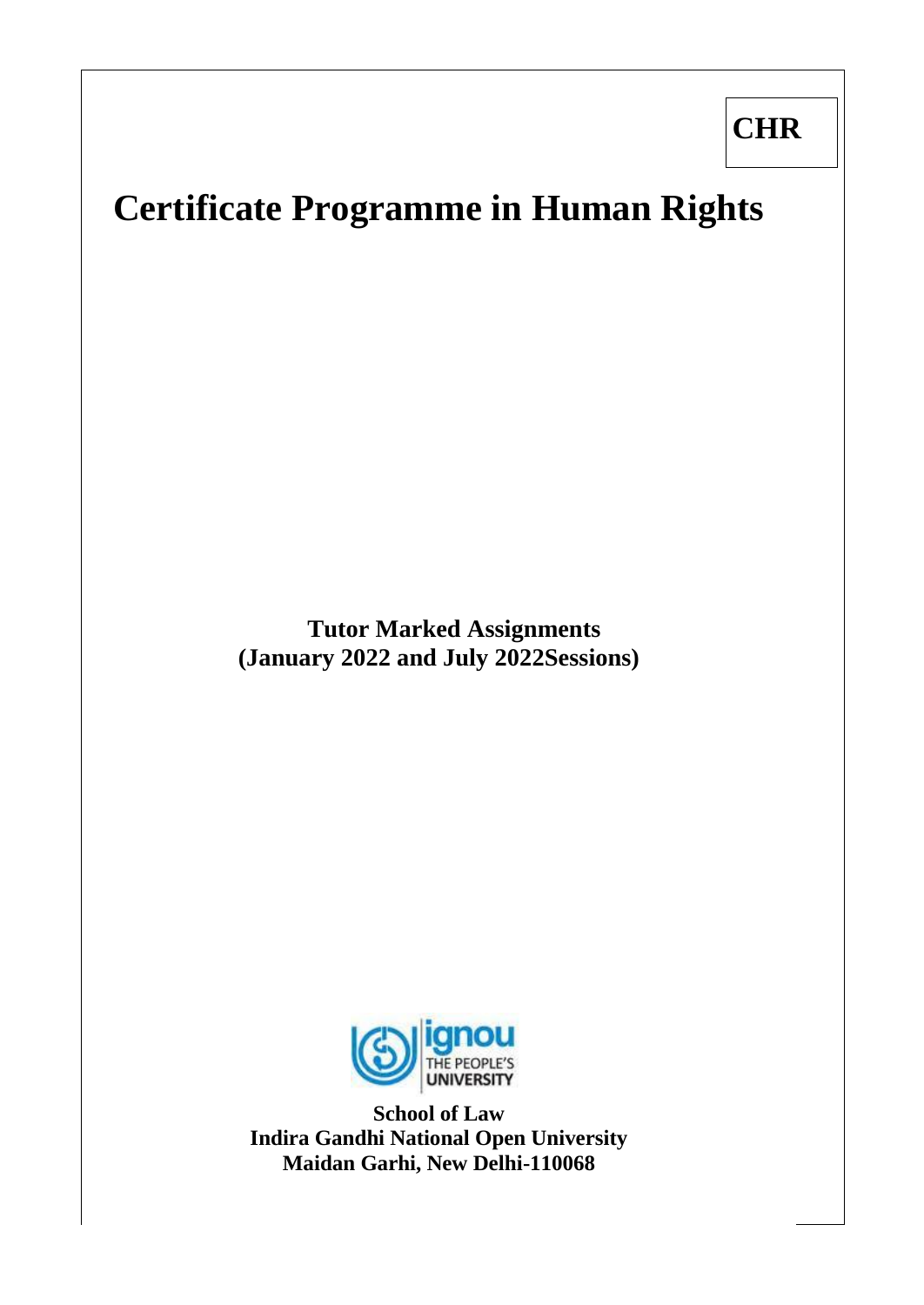**CHR**

# Certificate Programme in Human Rights

**Tutor Marked Assignments**
**(January 2022 and July 2022Sessions)**

**School of Law**
**Indira Gandhi National Open University**
**Maidan Garhi, New Delhi-110068**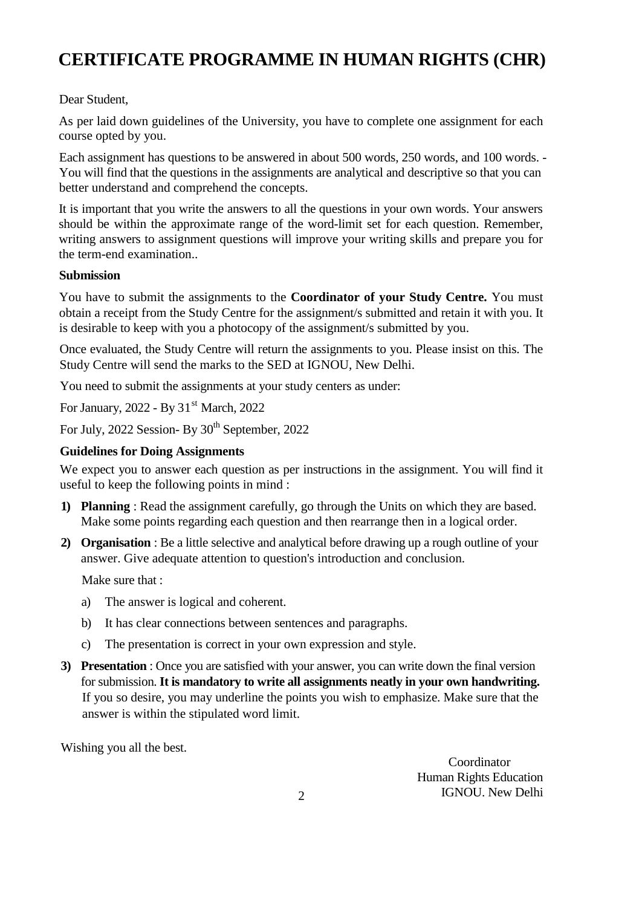# CERTIFICATE PROGRAMME IN HUMAN RIGHTS (CHR)

Dear Student,

As per laid down guidelines of the University, you have to complete one assignment for each course opted by you.

Each assignment has questions to be answered in about 500 words, 250 words, and 100 words. - You will find that the questions in the assignments are analytical and descriptive so that you can better understand and comprehend the concepts.

It is important that you write the answers to all the questions in your own words. Your answers should be within the approximate range of the word-limit set for each question. Remember, writing answers to assignment questions will improve your writing skills and prepare you for the term-end examination..

**Submission**

You have to submit the assignments to the **Coordinator of your Study Centre.** You must obtain a receipt from the Study Centre for the assignment/s submitted and retain it with you. It is desirable to keep with you a photocopy of the assignment/s submitted by you.

Once evaluated, the Study Centre will return the assignments to you. Please insist on this. The Study Centre will send the marks to the SED at IGNOU, New Delhi.

You need to submit the assignments at your study centers as under:

For January, 2022 - By 31st March, 2022

For July, 2022 Session- By 30th September, 2022

**Guidelines for Doing Assignments**

We expect you to answer each question as per instructions in the assignment. You will find it useful to keep the following points in mind :

1) **Planning** : Read the assignment carefully, go through the Units on which they are based. Make some points regarding each question and then rearrange then in a logical order.

2) **Organisation** : Be a little selective and analytical before drawing up a rough outline of your answer. Give adequate attention to question's introduction and conclusion.

   Make sure that :

   a) The answer is logical and coherent.

   b) It has clear connections between sentences and paragraphs.

   c) The presentation is correct in your own expression and style.

3) **Presentation** : Once you are satisfied with your answer, you can write down the final version for submission. **It is mandatory to write all assignments neatly in your own handwriting.** If you so desire, you may underline the points you wish to emphasize. Make sure that the answer is within the stipulated word limit.

Wishing you all the best.

Coordinator
Human Rights Education
IGNOU. New Delhi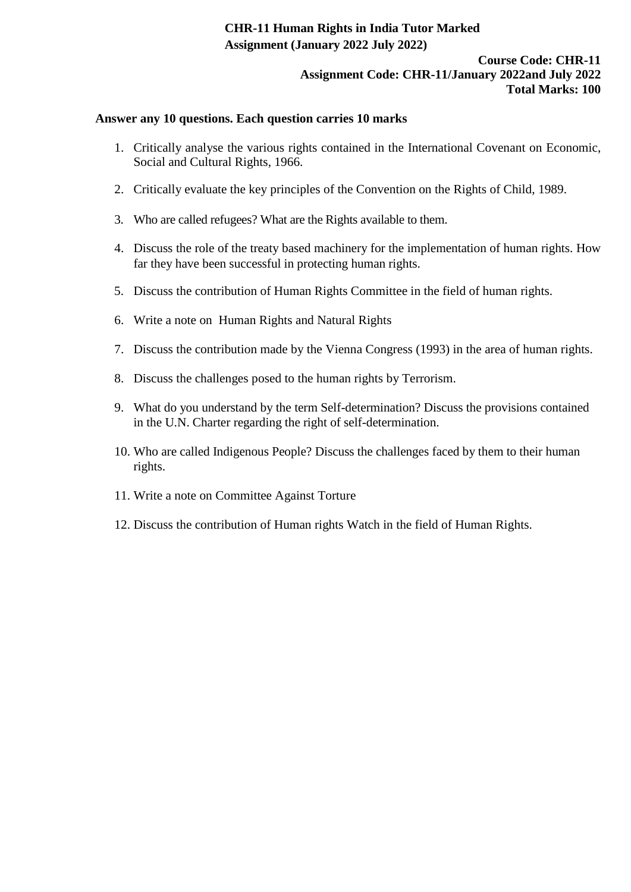**CHR-11 Human Rights in India Tutor Marked Assignment (January 2022 July 2022)**

**Course Code: CHR-11**
**Assignment Code: CHR-11/January 2022and July 2022**
**Total Marks: 100**

**Answer any 10 questions. Each question carries 10 marks**

1. Critically analyse the various rights contained in the International Covenant on Economic, Social and Cultural Rights, 1966.
2. Critically evaluate the key principles of the Convention on the Rights of Child, 1989.
3. Who are called refugees? What are the Rights available to them.
4. Discuss the role of the treaty based machinery for the implementation of human rights. How far they have been successful in protecting human rights.
5. Discuss the contribution of Human Rights Committee in the field of human rights.
6. Write a note on Human Rights and Natural Rights
7. Discuss the contribution made by the Vienna Congress (1993) in the area of human rights.
8. Discuss the challenges posed to the human rights by Terrorism.
9. What do you understand by the term Self-determination? Discuss the provisions contained in the U.N. Charter regarding the right of self-determination.
10. Who are called Indigenous People? Discuss the challenges faced by them to their human rights.
11. Write a note on Committee Against Torture
12. Discuss the contribution of Human rights Watch in the field of Human Rights.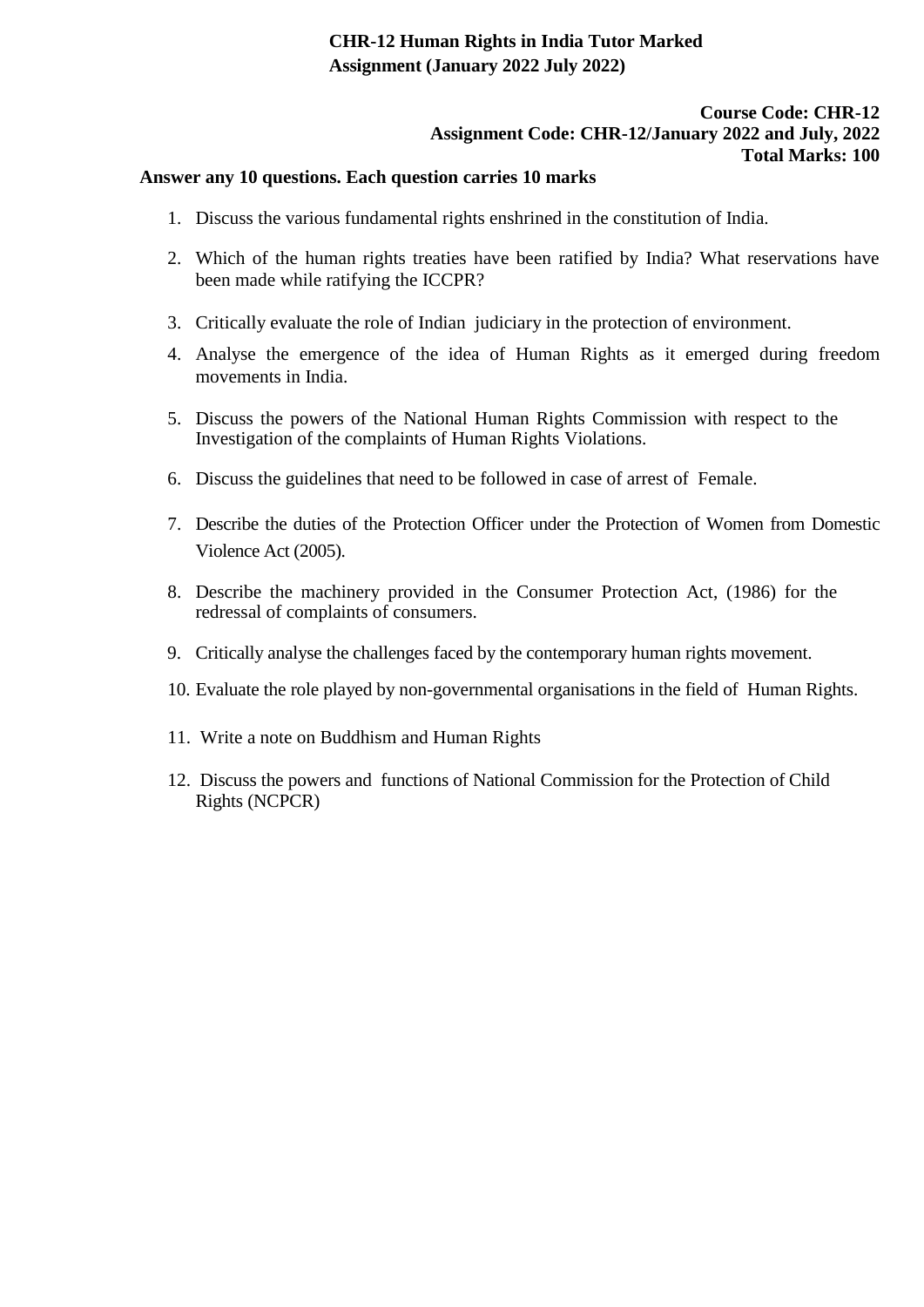# CHR-12 Human Rights in India Tutor Marked Assignment (January 2022 July 2022)

**Course Code: CHR-12**
**Assignment Code: CHR-12/January 2022 and July, 2022**
**Total Marks: 100**

**Answer any 10 questions. Each question carries 10 marks**

1. Discuss the various fundamental rights enshrined in the constitution of India.
2. Which of the human rights treaties have been ratified by India? What reservations have been made while ratifying the ICCPR?
3. Critically evaluate the role of Indian judiciary in the protection of environment.
4. Analyse the emergence of the idea of Human Rights as it emerged during freedom movements in India.
5. Discuss the powers of the National Human Rights Commission with respect to the Investigation of the complaints of Human Rights Violations.
6. Discuss the guidelines that need to be followed in case of arrest of Female.
7. Describe the duties of the Protection Officer under the Protection of Women from Domestic Violence Act (2005).
8. Describe the machinery provided in the Consumer Protection Act, (1986) for the redressal of complaints of consumers.
9. Critically analyse the challenges faced by the contemporary human rights movement.
10. Evaluate the role played by non-governmental organisations in the field of Human Rights.
11. Write a note on Buddhism and Human Rights
12. Discuss the powers and functions of National Commission for the Protection of Child Rights (NCPCR)